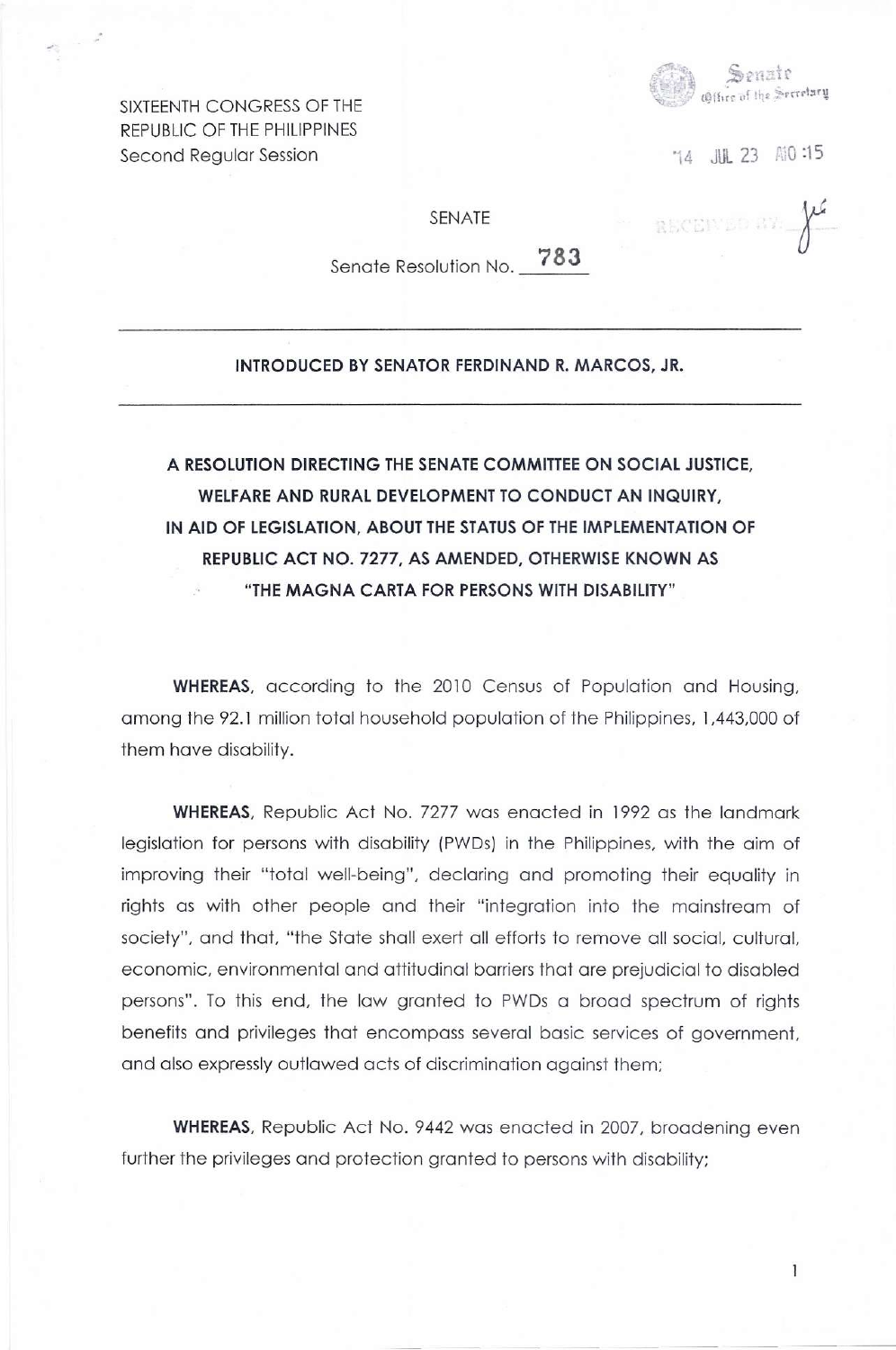SIXTEENTH CONGRESS OF THE
REPUBLIC OF THE PHILIPPINES
Second Regular Session

Senate
Office of the Secretary

'14 JUL 23 A10 :15

RECEIVED BY:

SENATE

Senate Resolution No. 783

---

**INTRODUCED BY SENATOR FERDINAND R. MARCOS, JR.**

---

**A RESOLUTION DIRECTING THE SENATE COMMITTEE ON SOCIAL JUSTICE, WELFARE AND RURAL DEVELOPMENT TO CONDUCT AN INQUIRY, IN AID OF LEGISLATION, ABOUT THE STATUS OF THE IMPLEMENTATION OF REPUBLIC ACT NO. 7277, AS AMENDED, OTHERWISE KNOWN AS "THE MAGNA CARTA FOR PERSONS WITH DISABILITY"**

**WHEREAS,** according to the 2010 Census of Population and Housing, among the 92.1 million total household population of the Philippines, 1,443,000 of them have disability.

**WHEREAS,** Republic Act No. 7277 was enacted in 1992 as the landmark legislation for persons with disability (PWDs) in the Philippines, with the aim of improving their "total well-being", declaring and promoting their equality in rights as with other people and their "integration into the mainstream of society", and that, "the State shall exert all efforts to remove all social, cultural, economic, environmental and attitudinal barriers that are prejudicial to disabled persons". To this end, the law granted to PWDs a broad spectrum of rights benefits and privileges that encompass several basic services of government, and also expressly outlawed acts of discrimination against them;

**WHEREAS,** Republic Act No. 9442 was enacted in 2007, broadening even further the privileges and protection granted to persons with disability;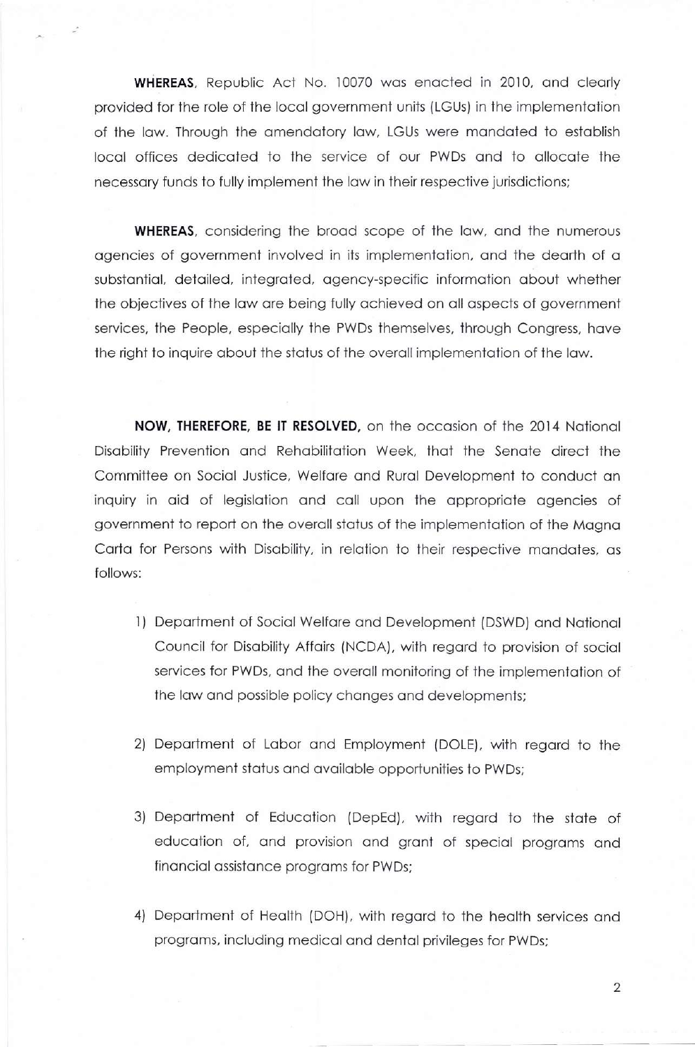**WHEREAS**, Republic Act No. 10070 was enacted in 2010, and clearly provided for the role of the local government units (LGUs) in the implementation of the law. Through the amendatory law, LGUs were mandated to establish local offices dedicated to the service of our PWDs and to allocate the necessary funds to fully implement the law in their respective jurisdictions;

**WHEREAS**, considering the broad scope of the law, and the numerous agencies of government involved in its implementation, and the dearth of a substantial, detailed, integrated, agency-specific information about whether the objectives of the law are being fully achieved on all aspects of government services, the People, especially the PWDs themselves, through Congress, have the right to inquire about the status of the overall implementation of the law.

**NOW, THEREFORE, BE IT RESOLVED,** on the occasion of the 2014 National Disability Prevention and Rehabilitation Week, that the Senate direct the Committee on Social Justice, Welfare and Rural Development to conduct an inquiry in aid of legislation and call upon the appropriate agencies of government to report on the overall status of the implementation of the Magna Carta for Persons with Disability, in relation to their respective mandates, as follows:

1) Department of Social Welfare and Development (DSWD) and National Council for Disability Affairs (NCDA), with regard to provision of social services for PWDs, and the overall monitoring of the implementation of the law and possible policy changes and developments;

2) Department of Labor and Employment (DOLE), with regard to the employment status and available opportunities to PWDs;

3) Department of Education (DepEd), with regard to the state of education of, and provision and grant of special programs and financial assistance programs for PWDs;

4) Department of Health (DOH), with regard to the health services and programs, including medical and dental privileges for PWDs;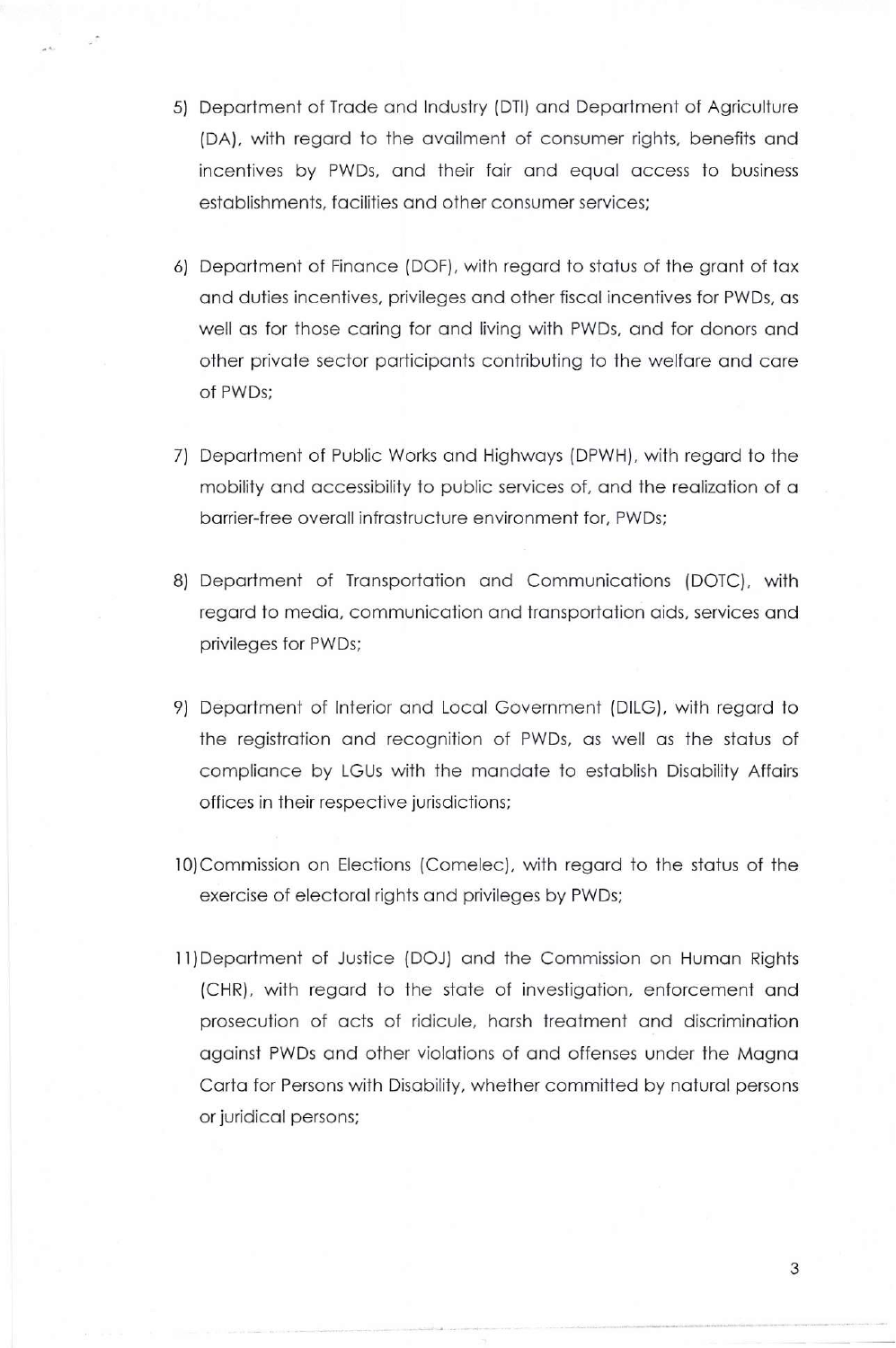5) Department of Trade and Industry (DTI) and Department of Agriculture (DA), with regard to the availment of consumer rights, benefits and incentives by PWDs, and their fair and equal access to business establishments, facilities and other consumer services;

6) Department of Finance (DOF), with regard to status of the grant of tax and duties incentives, privileges and other fiscal incentives for PWDs, as well as for those caring for and living with PWDs, and for donors and other private sector participants contributing to the welfare and care of PWDs;

7) Department of Public Works and Highways (DPWH), with regard to the mobility and accessibility to public services of, and the realization of a barrier-free overall infrastructure environment for, PWDs;

8) Department of Transportation and Communications (DOTC), with regard to media, communication and transportation aids, services and privileges for PWDs;

9) Department of Interior and Local Government (DILG), with regard to the registration and recognition of PWDs, as well as the status of compliance by LGUs with the mandate to establish Disability Affairs offices in their respective jurisdictions;

10) Commission on Elections (Comelec), with regard to the status of the exercise of electoral rights and privileges by PWDs;

11) Department of Justice (DOJ) and the Commission on Human Rights (CHR), with regard to the state of investigation, enforcement and prosecution of acts of ridicule, harsh treatment and discrimination against PWDs and other violations of and offenses under the Magna Carta for Persons with Disability, whether committed by natural persons or juridical persons;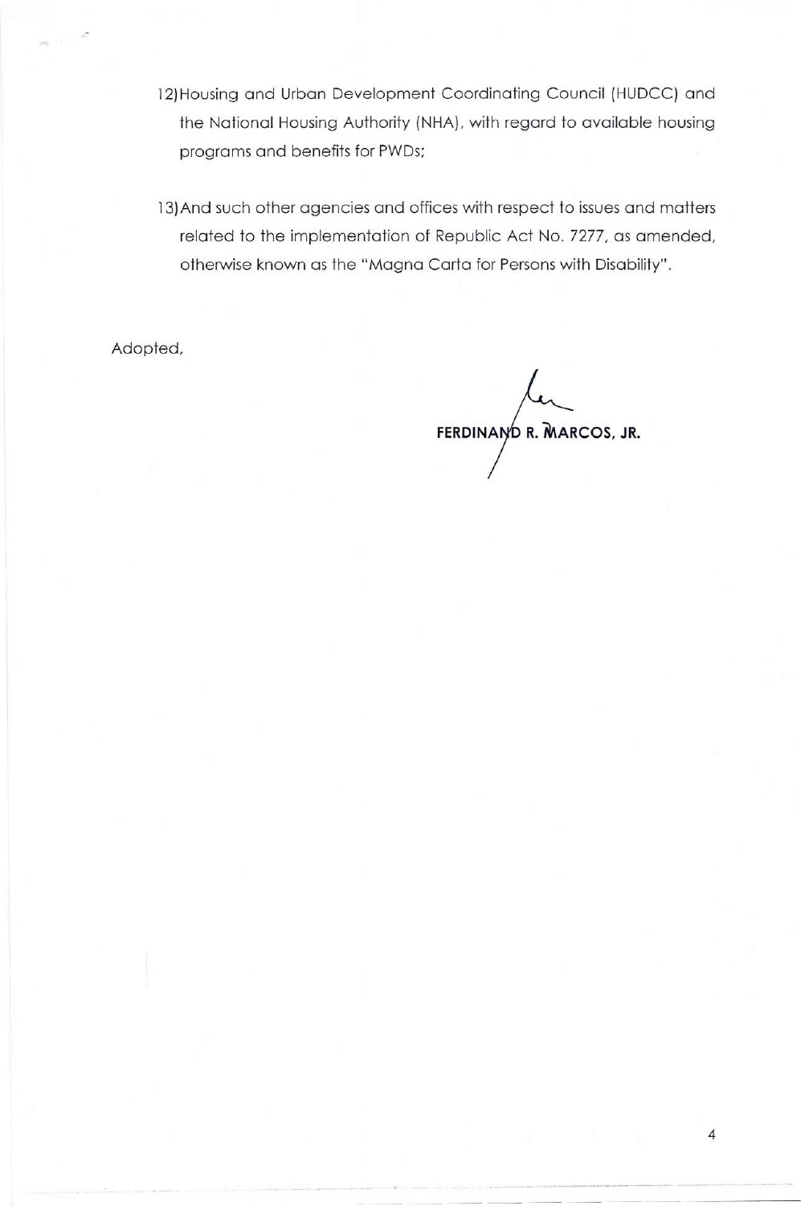12) Housing and Urban Development Coordinating Council (HUDCC) and the National Housing Authority (NHA), with regard to available housing programs and benefits for PWDs;

13) And such other agencies and offices with respect to issues and matters related to the implementation of Republic Act No. 7277, as amended, otherwise known as the "Magna Carta for Persons with Disability".

Adopted,

**FERDINAND R. MARCOS, JR.**